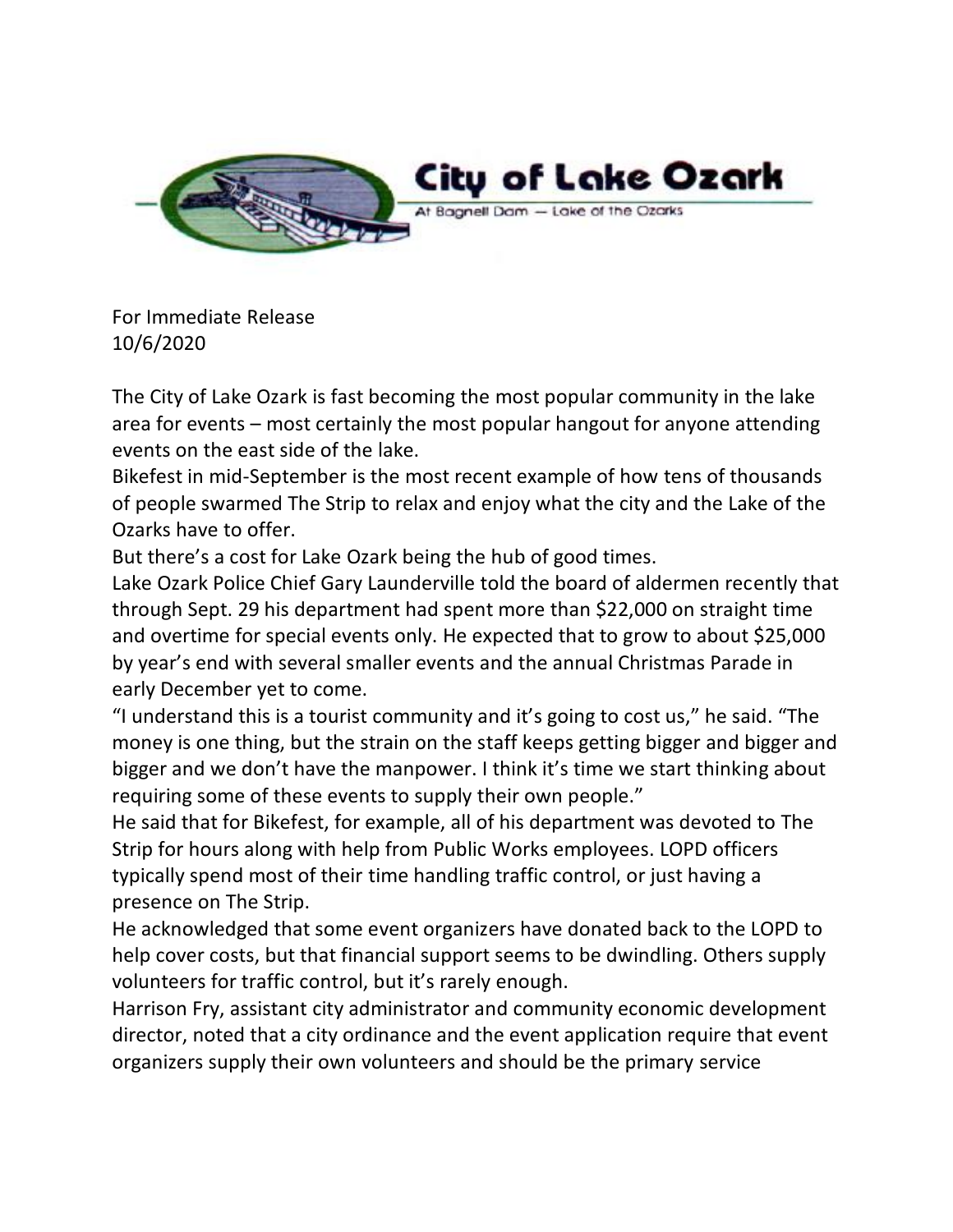# City of Lake Ozark

At Bagnell Dam — Lake of the Ozarks

For Immediate Release
10/6/2020

The City of Lake Ozark is fast becoming the most popular community in the lake area for events – most certainly the most popular hangout for anyone attending events on the east side of the lake.

Bikefest in mid-September is the most recent example of how tens of thousands of people swarmed The Strip to relax and enjoy what the city and the Lake of the Ozarks have to offer.

But there's a cost for Lake Ozark being the hub of good times.

Lake Ozark Police Chief Gary Launderville told the board of aldermen recently that through Sept. 29 his department had spent more than $22,000 on straight time and overtime for special events only. He expected that to grow to about $25,000 by year's end with several smaller events and the annual Christmas Parade in early December yet to come.

"I understand this is a tourist community and it's going to cost us," he said. "The money is one thing, but the strain on the staff keeps getting bigger and bigger and bigger and we don't have the manpower. I think it's time we start thinking about requiring some of these events to supply their own people."

He said that for Bikefest, for example, all of his department was devoted to The Strip for hours along with help from Public Works employees. LOPD officers typically spend most of their time handling traffic control, or just having a presence on The Strip.

He acknowledged that some event organizers have donated back to the LOPD to help cover costs, but that financial support seems to be dwindling. Others supply volunteers for traffic control, but it's rarely enough.

Harrison Fry, assistant city administrator and community economic development director, noted that a city ordinance and the event application require that event organizers supply their own volunteers and should be the primary service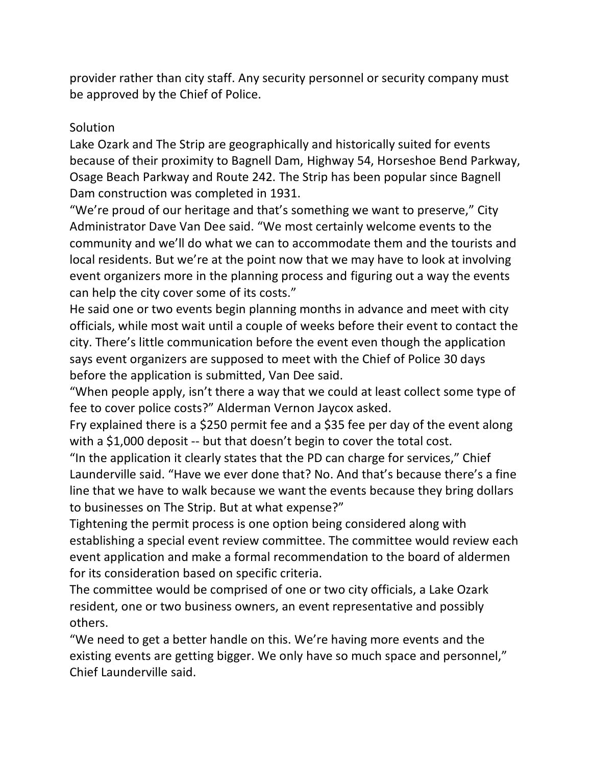provider rather than city staff. Any security personnel or security company must be approved by the Chief of Police.

## Solution

Lake Ozark and The Strip are geographically and historically suited for events because of their proximity to Bagnell Dam, Highway 54, Horseshoe Bend Parkway, Osage Beach Parkway and Route 242. The Strip has been popular since Bagnell Dam construction was completed in 1931.

"We're proud of our heritage and that's something we want to preserve," City Administrator Dave Van Dee said. "We most certainly welcome events to the community and we'll do what we can to accommodate them and the tourists and local residents. But we're at the point now that we may have to look at involving event organizers more in the planning process and figuring out a way the events can help the city cover some of its costs."

He said one or two events begin planning months in advance and meet with city officials, while most wait until a couple of weeks before their event to contact the city. There's little communication before the event even though the application says event organizers are supposed to meet with the Chief of Police 30 days before the application is submitted, Van Dee said.

"When people apply, isn't there a way that we could at least collect some type of fee to cover police costs?" Alderman Vernon Jaycox asked.

Fry explained there is a $250 permit fee and a $35 fee per day of the event along with a $1,000 deposit -- but that doesn't begin to cover the total cost.

"In the application it clearly states that the PD can charge for services," Chief Launderville said. "Have we ever done that? No. And that's because there's a fine line that we have to walk because we want the events because they bring dollars to businesses on The Strip. But at what expense?"

Tightening the permit process is one option being considered along with establishing a special event review committee. The committee would review each event application and make a formal recommendation to the board of aldermen for its consideration based on specific criteria.

The committee would be comprised of one or two city officials, a Lake Ozark resident, one or two business owners, an event representative and possibly others.

"We need to get a better handle on this. We're having more events and the existing events are getting bigger. We only have so much space and personnel," Chief Launderville said.